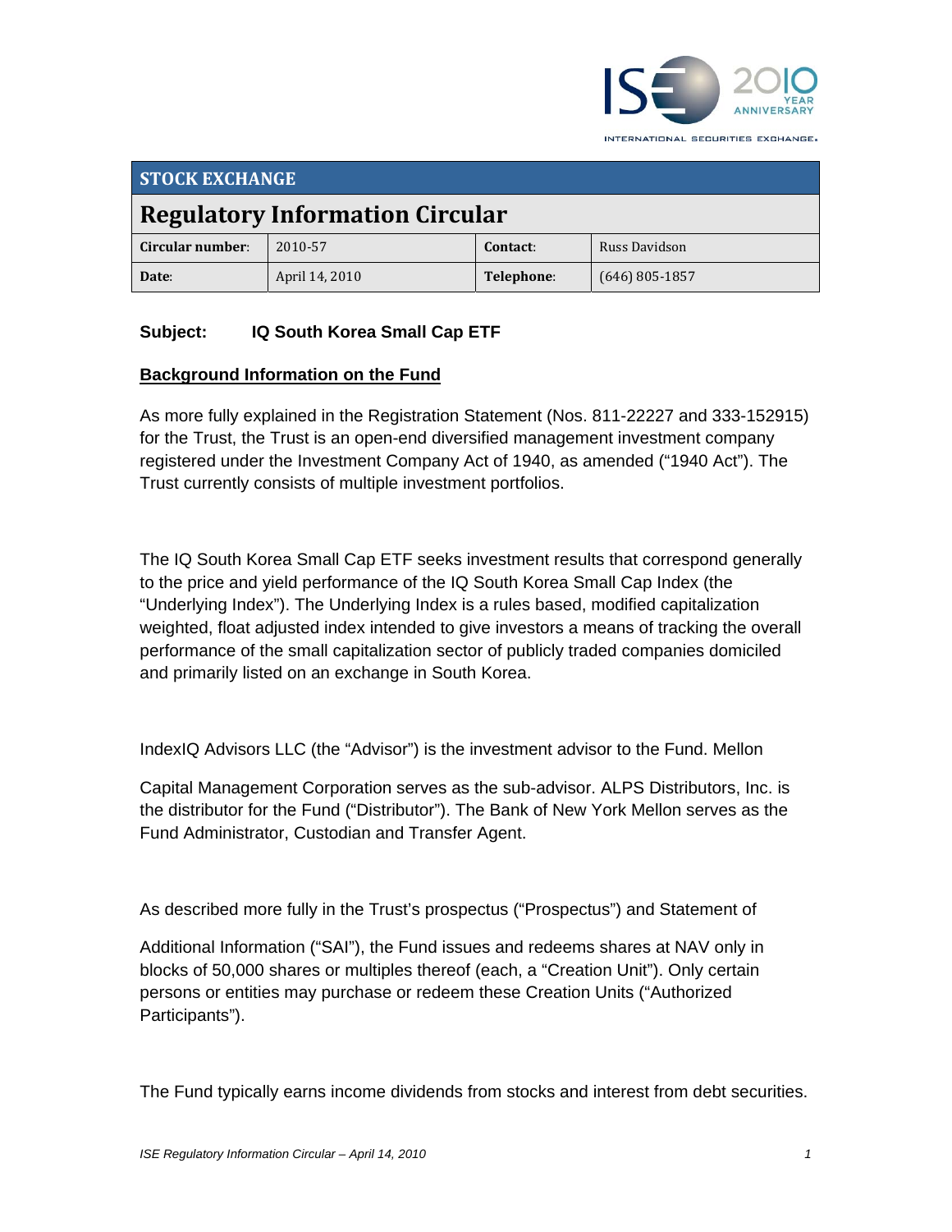## STOCK EXCHANGE

# Regulatory Information Circular

| **Circular number**: | 2010-57 | **Contact**: | Russ Davidson |
|---|---|---|---|
| **Date**: | April 14, 2010 | **Telephone**: | (646) 805-1857 |

**Subject:** **IQ South Korea Small Cap ETF**

## Background Information on the Fund

As more fully explained in the Registration Statement (Nos. 811-22227 and 333-152915) for the Trust, the Trust is an open-end diversified management investment company registered under the Investment Company Act of 1940, as amended ("1940 Act"). The Trust currently consists of multiple investment portfolios.

The IQ South Korea Small Cap ETF seeks investment results that correspond generally to the price and yield performance of the IQ South Korea Small Cap Index (the "Underlying Index"). The Underlying Index is a rules based, modified capitalization weighted, float adjusted index intended to give investors a means of tracking the overall performance of the small capitalization sector of publicly traded companies domiciled and primarily listed on an exchange in South Korea.

IndexIQ Advisors LLC (the "Advisor") is the investment advisor to the Fund. Mellon Capital Management Corporation serves as the sub-advisor. ALPS Distributors, Inc. is the distributor for the Fund ("Distributor"). The Bank of New York Mellon serves as the Fund Administrator, Custodian and Transfer Agent.

As described more fully in the Trust's prospectus ("Prospectus") and Statement of Additional Information ("SAI"), the Fund issues and redeems shares at NAV only in blocks of 50,000 shares or multiples thereof (each, a "Creation Unit"). Only certain persons or entities may purchase or redeem these Creation Units ("Authorized Participants").

The Fund typically earns income dividends from stocks and interest from debt securities.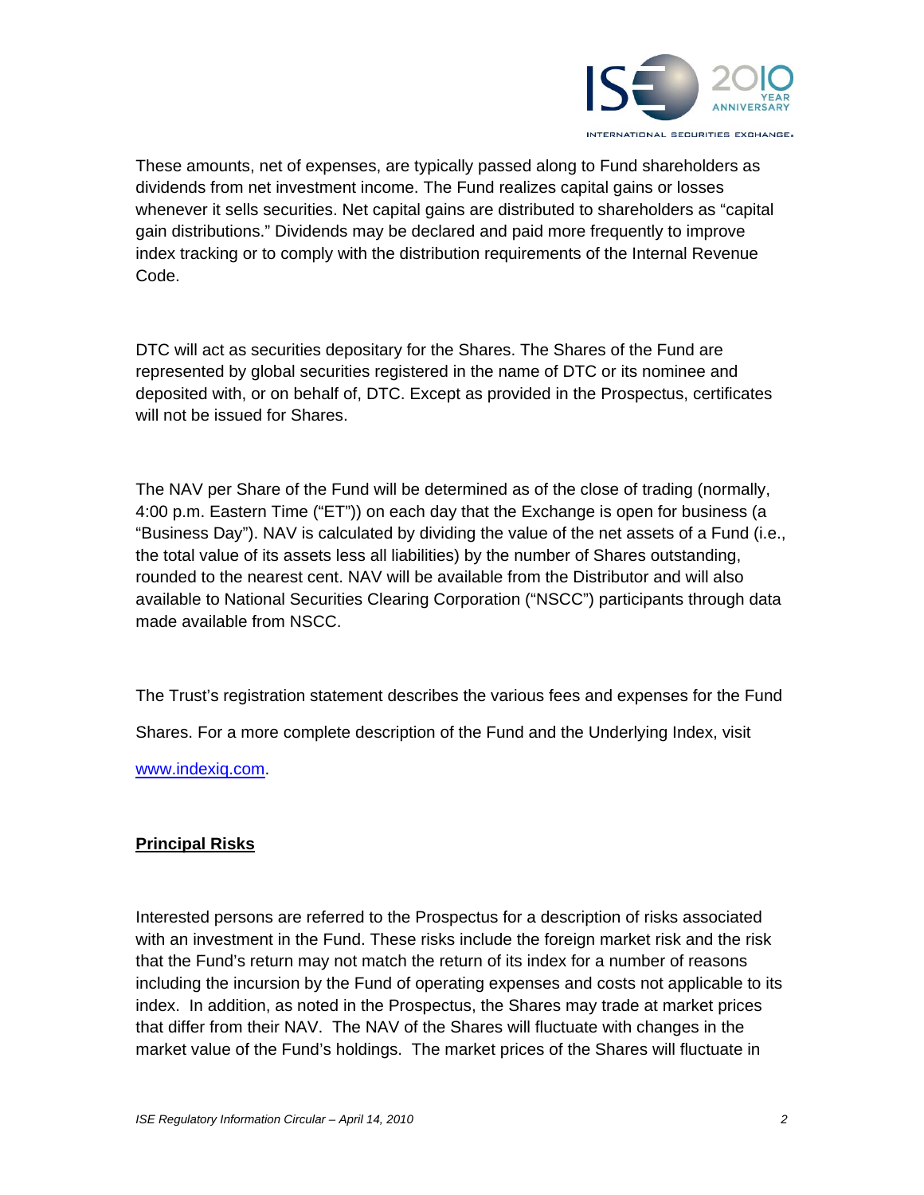These amounts, net of expenses, are typically passed along to Fund shareholders as dividends from net investment income. The Fund realizes capital gains or losses whenever it sells securities. Net capital gains are distributed to shareholders as "capital gain distributions." Dividends may be declared and paid more frequently to improve index tracking or to comply with the distribution requirements of the Internal Revenue Code.

DTC will act as securities depositary for the Shares. The Shares of the Fund are represented by global securities registered in the name of DTC or its nominee and deposited with, or on behalf of, DTC. Except as provided in the Prospectus, certificates will not be issued for Shares.

The NAV per Share of the Fund will be determined as of the close of trading (normally, 4:00 p.m. Eastern Time ("ET")) on each day that the Exchange is open for business (a "Business Day"). NAV is calculated by dividing the value of the net assets of a Fund (i.e., the total value of its assets less all liabilities) by the number of Shares outstanding, rounded to the nearest cent. NAV will be available from the Distributor and will also available to National Securities Clearing Corporation ("NSCC") participants through data made available from NSCC.

The Trust's registration statement describes the various fees and expenses for the Fund Shares. For a more complete description of the Fund and the Underlying Index, visit www.indexiq.com.

**Principal Risks**

Interested persons are referred to the Prospectus for a description of risks associated with an investment in the Fund. These risks include the foreign market risk and the risk that the Fund's return may not match the return of its index for a number of reasons including the incursion by the Fund of operating expenses and costs not applicable to its index. In addition, as noted in the Prospectus, the Shares may trade at market prices that differ from their NAV. The NAV of the Shares will fluctuate with changes in the market value of the Fund's holdings. The market prices of the Shares will fluctuate in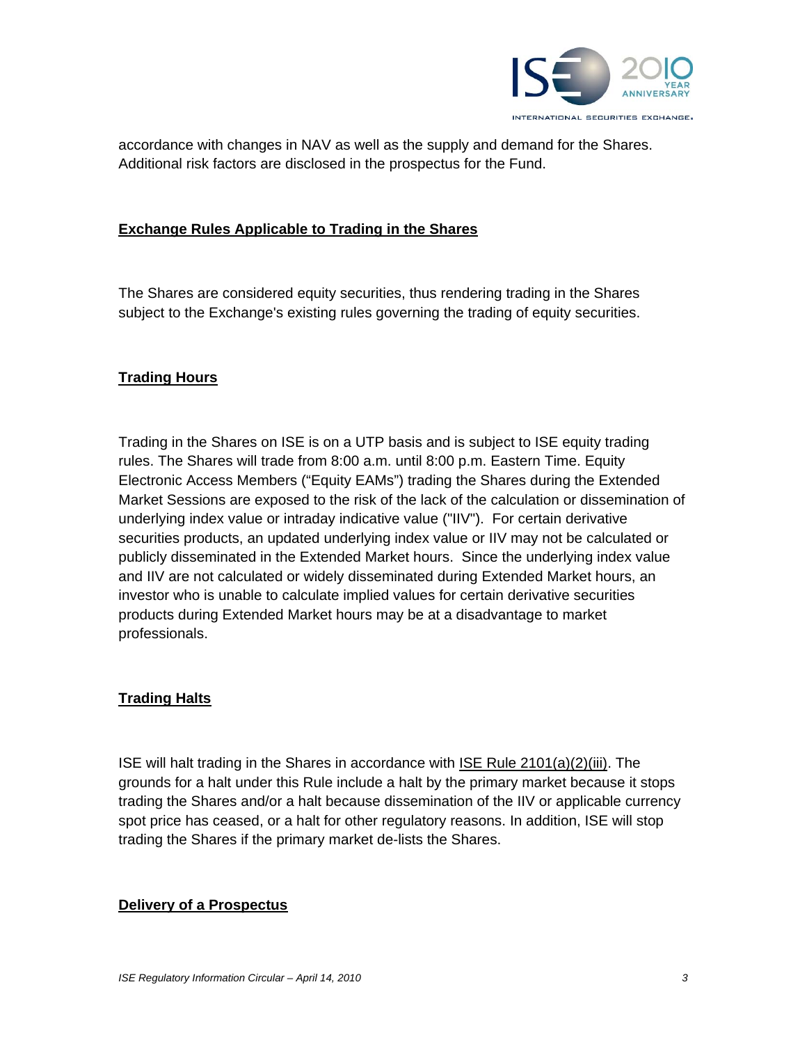accordance with changes in NAV as well as the supply and demand for the Shares. Additional risk factors are disclosed in the prospectus for the Fund.

## Exchange Rules Applicable to Trading in the Shares

The Shares are considered equity securities, thus rendering trading in the Shares subject to the Exchange's existing rules governing the trading of equity securities.

## Trading Hours

Trading in the Shares on ISE is on a UTP basis and is subject to ISE equity trading rules. The Shares will trade from 8:00 a.m. until 8:00 p.m. Eastern Time. Equity Electronic Access Members ("Equity EAMs") trading the Shares during the Extended Market Sessions are exposed to the risk of the lack of the calculation or dissemination of underlying index value or intraday indicative value ("IIV"). For certain derivative securities products, an updated underlying index value or IIV may not be calculated or publicly disseminated in the Extended Market hours. Since the underlying index value and IIV are not calculated or widely disseminated during Extended Market hours, an investor who is unable to calculate implied values for certain derivative securities products during Extended Market hours may be at a disadvantage to market professionals.

## Trading Halts

ISE will halt trading in the Shares in accordance with ISE Rule 2101(a)(2)(iii). The grounds for a halt under this Rule include a halt by the primary market because it stops trading the Shares and/or a halt because dissemination of the IIV or applicable currency spot price has ceased, or a halt for other regulatory reasons. In addition, ISE will stop trading the Shares if the primary market de-lists the Shares.

## Delivery of a Prospectus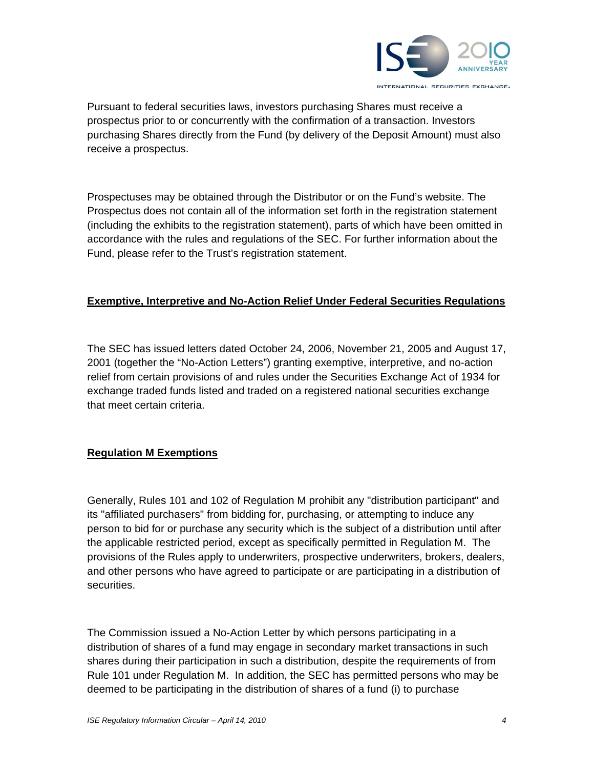Pursuant to federal securities laws, investors purchasing Shares must receive a prospectus prior to or concurrently with the confirmation of a transaction. Investors purchasing Shares directly from the Fund (by delivery of the Deposit Amount) must also receive a prospectus.

Prospectuses may be obtained through the Distributor or on the Fund's website. The Prospectus does not contain all of the information set forth in the registration statement (including the exhibits to the registration statement), parts of which have been omitted in accordance with the rules and regulations of the SEC. For further information about the Fund, please refer to the Trust's registration statement.

**Exemptive, Interpretive and No-Action Relief Under Federal Securities Regulations**

The SEC has issued letters dated October 24, 2006, November 21, 2005 and August 17, 2001 (together the "No-Action Letters") granting exemptive, interpretive, and no-action relief from certain provisions of and rules under the Securities Exchange Act of 1934 for exchange traded funds listed and traded on a registered national securities exchange that meet certain criteria.

**Regulation M Exemptions**

Generally, Rules 101 and 102 of Regulation M prohibit any "distribution participant" and its "affiliated purchasers" from bidding for, purchasing, or attempting to induce any person to bid for or purchase any security which is the subject of a distribution until after the applicable restricted period, except as specifically permitted in Regulation M. The provisions of the Rules apply to underwriters, prospective underwriters, brokers, dealers, and other persons who have agreed to participate or are participating in a distribution of securities.

The Commission issued a No-Action Letter by which persons participating in a distribution of shares of a fund may engage in secondary market transactions in such shares during their participation in such a distribution, despite the requirements of from Rule 101 under Regulation M. In addition, the SEC has permitted persons who may be deemed to be participating in the distribution of shares of a fund (i) to purchase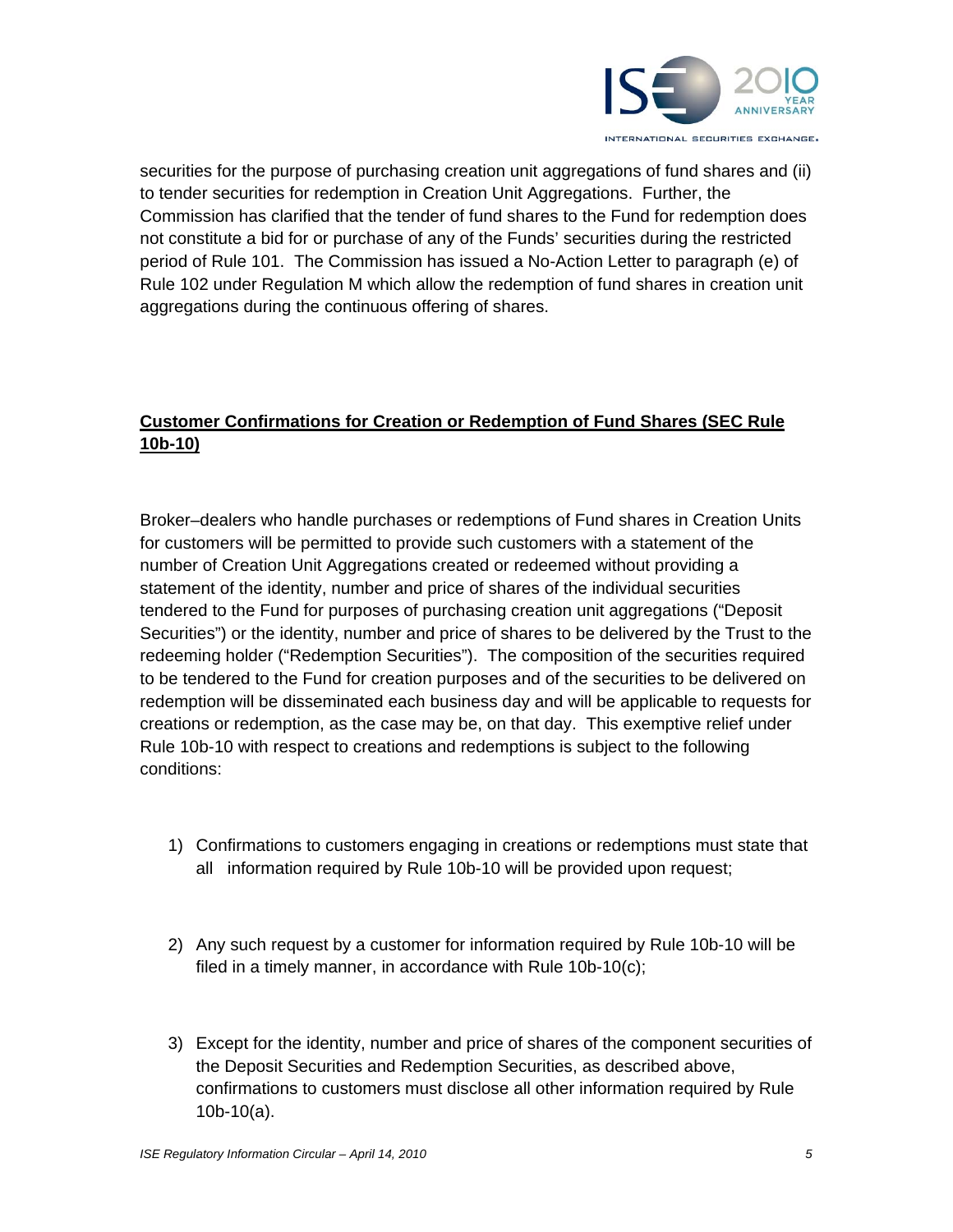securities for the purpose of purchasing creation unit aggregations of fund shares and (ii) to tender securities for redemption in Creation Unit Aggregations. Further, the Commission has clarified that the tender of fund shares to the Fund for redemption does not constitute a bid for or purchase of any of the Funds' securities during the restricted period of Rule 101. The Commission has issued a No-Action Letter to paragraph (e) of Rule 102 under Regulation M which allow the redemption of fund shares in creation unit aggregations during the continuous offering of shares.

**Customer Confirmations for Creation or Redemption of Fund Shares (SEC Rule 10b-10)**

Broker–dealers who handle purchases or redemptions of Fund shares in Creation Units for customers will be permitted to provide such customers with a statement of the number of Creation Unit Aggregations created or redeemed without providing a statement of the identity, number and price of shares of the individual securities tendered to the Fund for purposes of purchasing creation unit aggregations ("Deposit Securities") or the identity, number and price of shares to be delivered by the Trust to the redeeming holder ("Redemption Securities"). The composition of the securities required to be tendered to the Fund for creation purposes and of the securities to be delivered on redemption will be disseminated each business day and will be applicable to requests for creations or redemption, as the case may be, on that day. This exemptive relief under Rule 10b-10 with respect to creations and redemptions is subject to the following conditions:

1) Confirmations to customers engaging in creations or redemptions must state that all information required by Rule 10b-10 will be provided upon request;

2) Any such request by a customer for information required by Rule 10b-10 will be filed in a timely manner, in accordance with Rule 10b-10(c);

3) Except for the identity, number and price of shares of the component securities of the Deposit Securities and Redemption Securities, as described above, confirmations to customers must disclose all other information required by Rule 10b-10(a).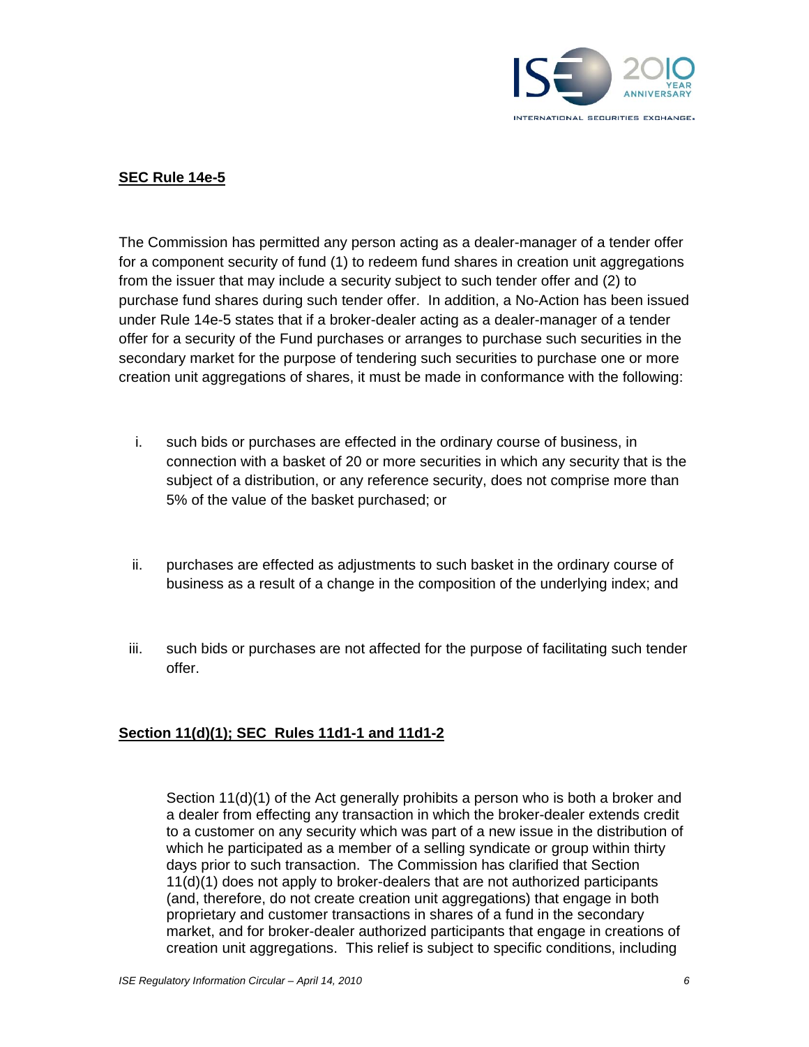**SEC Rule 14e-5**

The Commission has permitted any person acting as a dealer-manager of a tender offer for a component security of fund (1) to redeem fund shares in creation unit aggregations from the issuer that may include a security subject to such tender offer and (2) to purchase fund shares during such tender offer. In addition, a No-Action has been issued under Rule 14e-5 states that if a broker-dealer acting as a dealer-manager of a tender offer for a security of the Fund purchases or arranges to purchase such securities in the secondary market for the purpose of tendering such securities to purchase one or more creation unit aggregations of shares, it must be made in conformance with the following:

i. such bids or purchases are effected in the ordinary course of business, in connection with a basket of 20 or more securities in which any security that is the subject of a distribution, or any reference security, does not comprise more than 5% of the value of the basket purchased; or

ii. purchases are effected as adjustments to such basket in the ordinary course of business as a result of a change in the composition of the underlying index; and

iii. such bids or purchases are not affected for the purpose of facilitating such tender offer.

**Section 11(d)(1); SEC Rules 11d1-1 and 11d1-2**

Section 11(d)(1) of the Act generally prohibits a person who is both a broker and a dealer from effecting any transaction in which the broker-dealer extends credit to a customer on any security which was part of a new issue in the distribution of which he participated as a member of a selling syndicate or group within thirty days prior to such transaction. The Commission has clarified that Section 11(d)(1) does not apply to broker-dealers that are not authorized participants (and, therefore, do not create creation unit aggregations) that engage in both proprietary and customer transactions in shares of a fund in the secondary market, and for broker-dealer authorized participants that engage in creations of creation unit aggregations. This relief is subject to specific conditions, including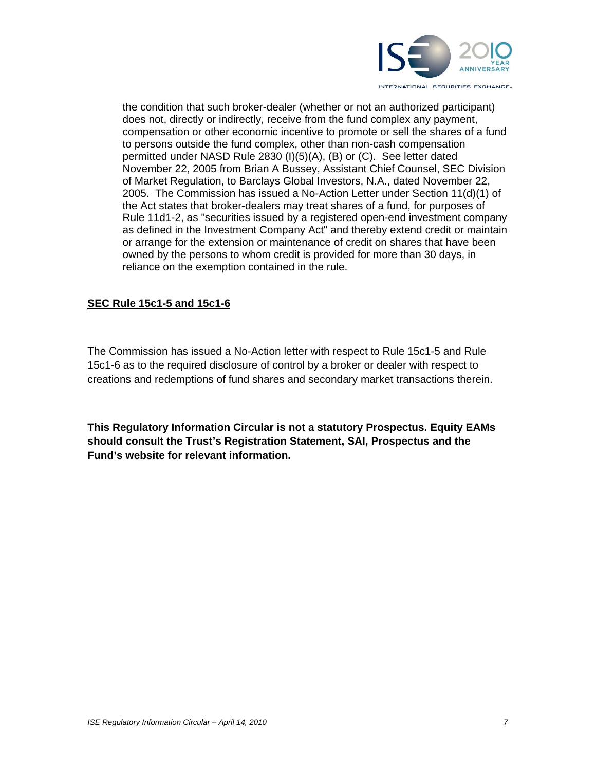the condition that such broker-dealer (whether or not an authorized participant) does not, directly or indirectly, receive from the fund complex any payment, compensation or other economic incentive to promote or sell the shares of a fund to persons outside the fund complex, other than non-cash compensation permitted under NASD Rule 2830 (I)(5)(A), (B) or (C). See letter dated November 22, 2005 from Brian A Bussey, Assistant Chief Counsel, SEC Division of Market Regulation, to Barclays Global Investors, N.A., dated November 22, 2005. The Commission has issued a No-Action Letter under Section 11(d)(1) of the Act states that broker-dealers may treat shares of a fund, for purposes of Rule 11d1-2, as "securities issued by a registered open-end investment company as defined in the Investment Company Act" and thereby extend credit or maintain or arrange for the extension or maintenance of credit on shares that have been owned by the persons to whom credit is provided for more than 30 days, in reliance on the exemption contained in the rule.

## SEC Rule 15c1-5 and 15c1-6

The Commission has issued a No-Action letter with respect to Rule 15c1-5 and Rule 15c1-6 as to the required disclosure of control by a broker or dealer with respect to creations and redemptions of fund shares and secondary market transactions therein.

**This Regulatory Information Circular is not a statutory Prospectus. Equity EAMs should consult the Trust's Registration Statement, SAI, Prospectus and the Fund's website for relevant information.**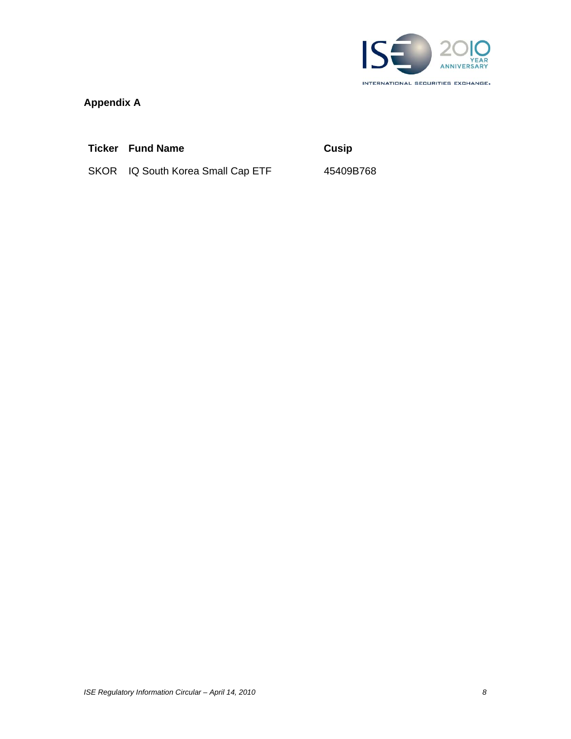## Appendix A

| Ticker | Fund Name | Cusip |
|---|---|---|
| SKOR | IQ South Korea Small Cap ETF | 45409B768 |